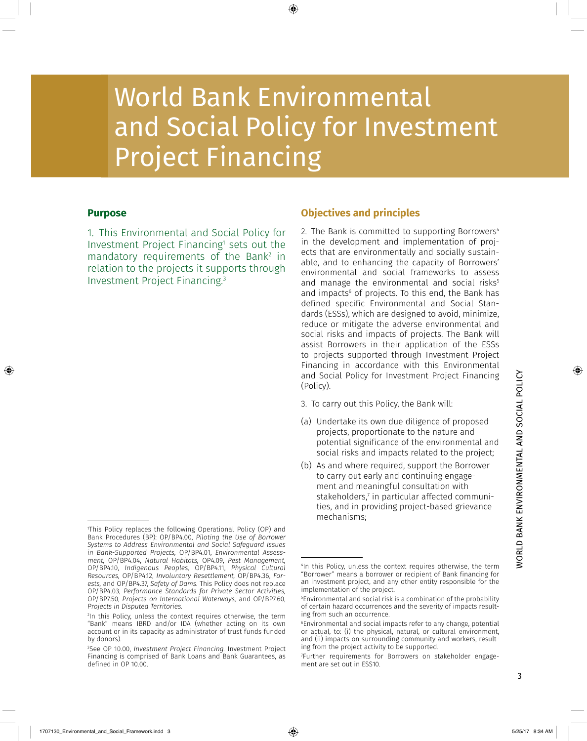# World Bank Environmental and Social Policy for Investment Project Financing

## Purpose

1. This Environmental and Social Policy for Investment Project Financing[1] sets out the mandatory requirements of the Bank[2] in relation to the projects it supports through Investment Project Financing.[3]

## Objectives and principles

2. The Bank is committed to supporting Borrowers[4] in the development and implementation of projects that are environmentally and socially sustainable, and to enhancing the capacity of Borrowers' environmental and social frameworks to assess and manage the environmental and social risks[5] and impacts[6] of projects. To this end, the Bank has defined specific Environmental and Social Standards (ESSs), which are designed to avoid, minimize, reduce or mitigate the adverse environmental and social risks and impacts of projects. The Bank will assist Borrowers in their application of the ESSs to projects supported through Investment Project Financing in accordance with this Environmental and Social Policy for Investment Project Financing (Policy).

3. To carry out this Policy, the Bank will:

(a) Undertake its own due diligence of proposed projects, proportionate to the nature and potential significance of the environmental and social risks and impacts related to the project;

(b) As and where required, support the Borrower to carry out early and continuing engagement and meaningful consultation with stakeholders,[7] in particular affected communities, and in providing project-based grievance mechanisms;

---

[1] This Policy replaces the following Operational Policy (OP) and Bank Procedures (BP): OP/BP4.00, *Piloting the Use of Borrower Systems to Address Environmental and Social Safeguard Issues in Bank-Supported Projects,* OP/BP4.01, *Environmental Assessment,* OP/BP4.04, *Natural Habitats,* OP4.09, *Pest Management,* OP/BP4.10, *Indigenous Peoples,* OP/BP4.11, *Physical Cultural Resources,* OP/BP4.12, *Involuntary Resettlement,* OP/BP4.36, *Forests,* and OP/BP4.37, *Safety of Dams.* This Policy does not replace OP/BP4.03, *Performance Standards for Private Sector Activities,* OP/BP7.50, *Projects on International Waterways,* and OP/BP7.60, *Projects in Disputed Territories.*

[2] In this Policy, unless the context requires otherwise, the term "Bank" means IBRD and/or IDA (whether acting on its own account or in its capacity as administrator of trust funds funded by donors).

[3] See OP 10.00, *Investment Project Financing.* Investment Project Financing is comprised of Bank Loans and Bank Guarantees, as defined in OP 10.00.

[4] In this Policy, unless the context requires otherwise, the term "Borrower" means a borrower or recipient of Bank financing for an investment project, and any other entity responsible for the implementation of the project.

[5] Environmental and social risk is a combination of the probability of certain hazard occurrences and the severity of impacts resulting from such an occurrence.

[6] Environmental and social impacts refer to any change, potential or actual, to: (i) the physical, natural, or cultural environment, and (ii) impacts on surrounding community and workers, resulting from the project activity to be supported.

[7] Further requirements for Borrowers on stakeholder engagement are set out in ESS10.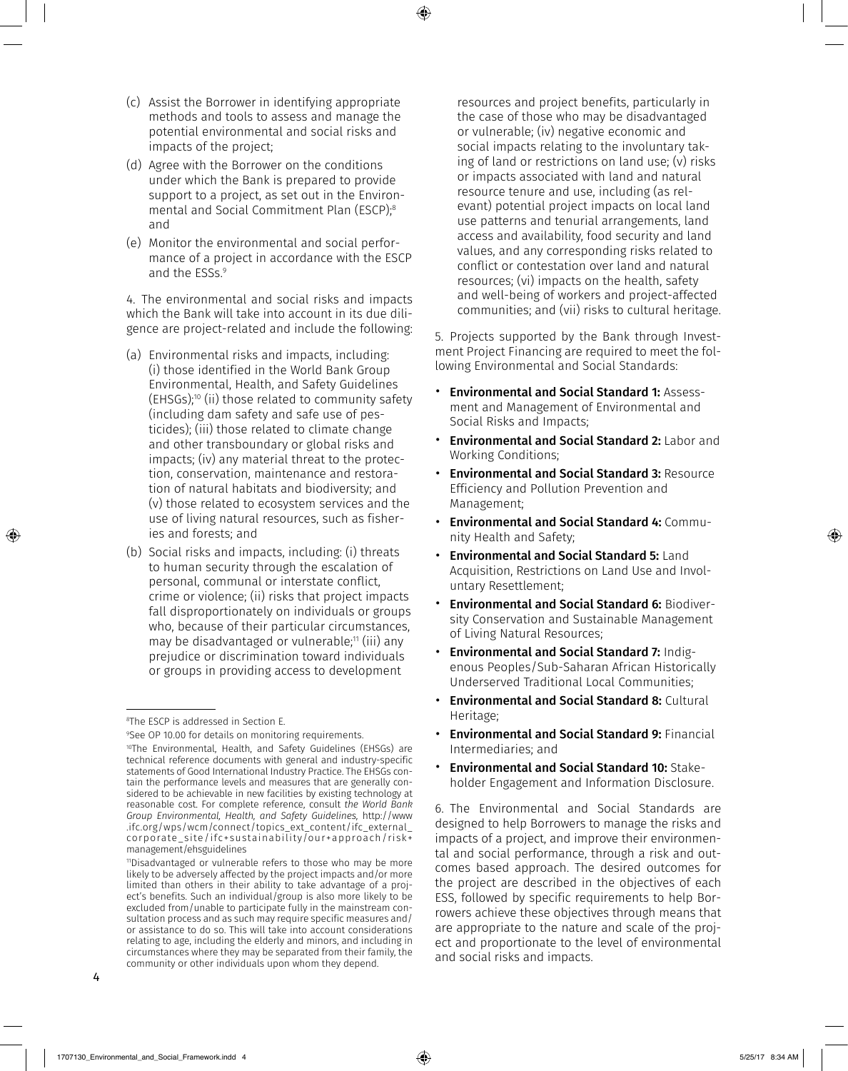(c) Assist the Borrower in identifying appropriate methods and tools to assess and manage the potential environmental and social risks and impacts of the project;

(d) Agree with the Borrower on the conditions under which the Bank is prepared to provide support to a project, as set out in the Environmental and Social Commitment Plan (ESCP);[8] and

(e) Monitor the environmental and social performance of a project in accordance with the ESCP and the ESSs.[9]

4. The environmental and social risks and impacts which the Bank will take into account in its due diligence are project-related and include the following:

(a) Environmental risks and impacts, including: (i) those identified in the World Bank Group Environmental, Health, and Safety Guidelines (EHSGs);[10] (ii) those related to community safety (including dam safety and safe use of pesticides); (iii) those related to climate change and other transboundary or global risks and impacts; (iv) any material threat to the protection, conservation, maintenance and restoration of natural habitats and biodiversity; and (v) those related to ecosystem services and the use of living natural resources, such as fisheries and forests; and

(b) Social risks and impacts, including: (i) threats to human security through the escalation of personal, communal or interstate conflict, crime or violence; (ii) risks that project impacts fall disproportionately on individuals or groups who, because of their particular circumstances, may be disadvantaged or vulnerable;[11] (iii) any prejudice or discrimination toward individuals or groups in providing access to development resources and project benefits, particularly in the case of those who may be disadvantaged or vulnerable; (iv) negative economic and social impacts relating to the involuntary taking of land or restrictions on land use; (v) risks or impacts associated with land and natural resource tenure and use, including (as relevant) potential project impacts on local land use patterns and tenurial arrangements, land access and availability, food security and land values, and any corresponding risks related to conflict or contestation over land and natural resources; (vi) impacts on the health, safety and well-being of workers and project-affected communities; and (vii) risks to cultural heritage.

5. Projects supported by the Bank through Investment Project Financing are required to meet the following Environmental and Social Standards:

- **Environmental and Social Standard 1:** Assessment and Management of Environmental and Social Risks and Impacts;
- **Environmental and Social Standard 2:** Labor and Working Conditions;
- **Environmental and Social Standard 3:** Resource Efficiency and Pollution Prevention and Management;
- **Environmental and Social Standard 4:** Community Health and Safety;
- **Environmental and Social Standard 5:** Land Acquisition, Restrictions on Land Use and Involuntary Resettlement;
- **Environmental and Social Standard 6:** Biodiversity Conservation and Sustainable Management of Living Natural Resources;
- **Environmental and Social Standard 7:** Indigenous Peoples/Sub-Saharan African Historically Underserved Traditional Local Communities;
- **Environmental and Social Standard 8:** Cultural Heritage;
- **Environmental and Social Standard 9:** Financial Intermediaries; and
- **Environmental and Social Standard 10:** Stakeholder Engagement and Information Disclosure.

6. The Environmental and Social Standards are designed to help Borrowers to manage the risks and impacts of a project, and improve their environmental and social performance, through a risk and outcomes based approach. The desired outcomes for the project are described in the objectives of each ESS, followed by specific requirements to help Borrowers achieve these objectives through means that are appropriate to the nature and scale of the project and proportionate to the level of environmental and social risks and impacts.

---

[8] The ESCP is addressed in Section E.

[9] See OP 10.00 for details on monitoring requirements.

[10] The Environmental, Health, and Safety Guidelines (EHSGs) are technical reference documents with general and industry-specific statements of Good International Industry Practice. The EHSGs contain the performance levels and measures that are generally considered to be achievable in new facilities by existing technology at reasonable cost. For complete reference, consult *the World Bank Group Environmental, Health, and Safety Guidelines,* http://www.ifc.org/wps/wcm/connect/topics_ext_content/ifc_external_corporate_site/ifc+sustainability/our+approach/risk+management/ehsguidelines

[11] Disadvantaged or vulnerable refers to those who may be more likely to be adversely affected by the project impacts and/or more limited than others in their ability to take advantage of a project's benefits. Such an individual/group is also more likely to be excluded from/unable to participate fully in the mainstream consultation process and as such may require specific measures and/or assistance to do so. This will take into account considerations relating to age, including the elderly and minors, and including in circumstances where they may be separated from their family, the community or other individuals upon whom they depend.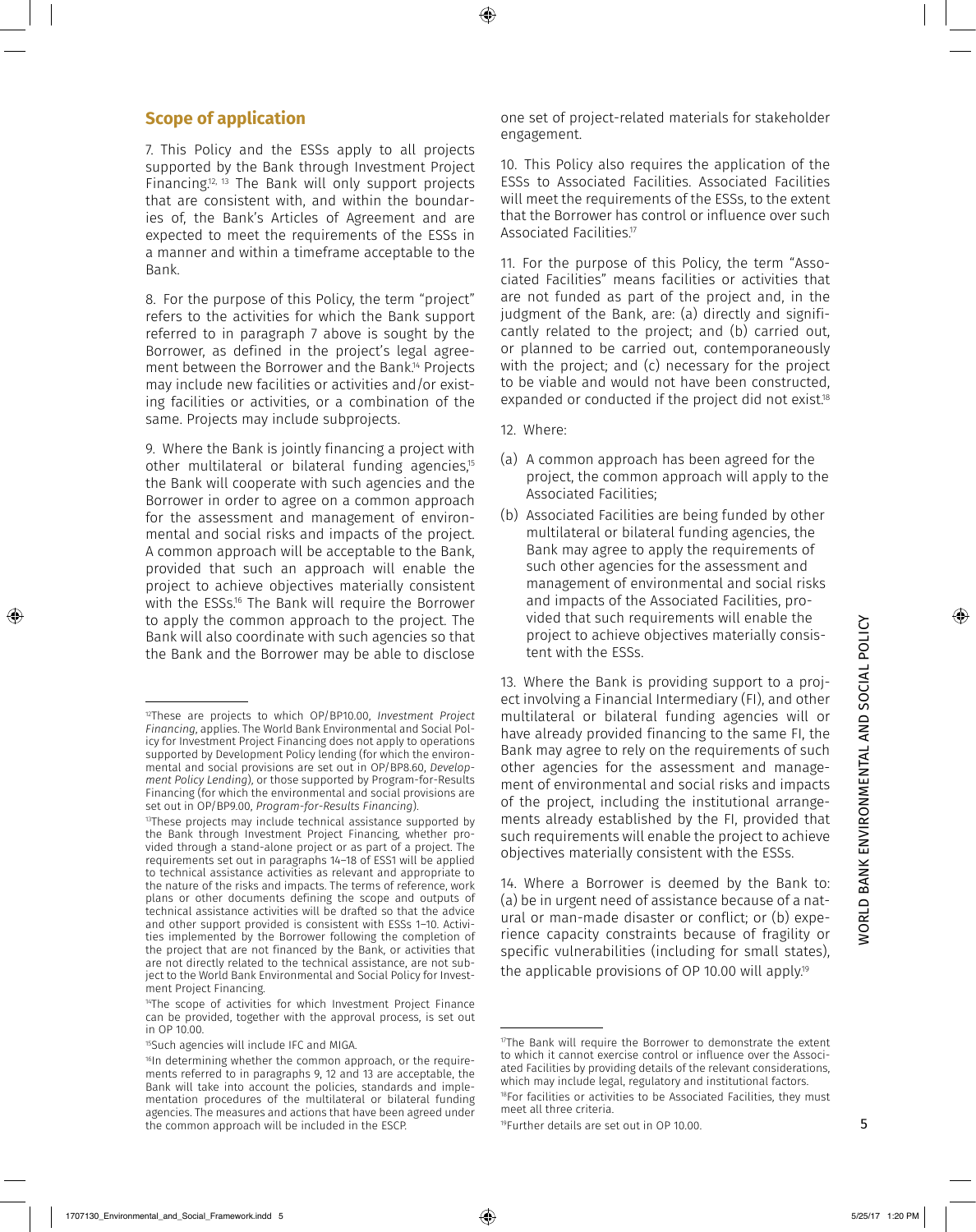## Scope of application

7. This Policy and the ESSs apply to all projects supported by the Bank through Investment Project Financing.[12, 13] The Bank will only support projects that are consistent with, and within the boundaries of, the Bank's Articles of Agreement and are expected to meet the requirements of the ESSs in a manner and within a timeframe acceptable to the Bank.

8. For the purpose of this Policy, the term "project" refers to the activities for which the Bank support referred to in paragraph 7 above is sought by the Borrower, as defined in the project's legal agreement between the Borrower and the Bank.[14] Projects may include new facilities or activities and/or existing facilities or activities, or a combination of the same. Projects may include subprojects.

9. Where the Bank is jointly financing a project with other multilateral or bilateral funding agencies,[15] the Bank will cooperate with such agencies and the Borrower in order to agree on a common approach for the assessment and management of environmental and social risks and impacts of the project. A common approach will be acceptable to the Bank, provided that such an approach will enable the project to achieve objectives materially consistent with the ESSs.[16] The Bank will require the Borrower to apply the common approach to the project. The Bank will also coordinate with such agencies so that the Bank and the Borrower may be able to disclose one set of project-related materials for stakeholder engagement.

10. This Policy also requires the application of the ESSs to Associated Facilities. Associated Facilities will meet the requirements of the ESSs, to the extent that the Borrower has control or influence over such Associated Facilities.[17]

11. For the purpose of this Policy, the term "Associated Facilities" means facilities or activities that are not funded as part of the project and, in the judgment of the Bank, are: (a) directly and significantly related to the project; and (b) carried out, or planned to be carried out, contemporaneously with the project; and (c) necessary for the project to be viable and would not have been constructed, expanded or conducted if the project did not exist.[18]

12. Where:

(a) A common approach has been agreed for the project, the common approach will apply to the Associated Facilities;

(b) Associated Facilities are being funded by other multilateral or bilateral funding agencies, the Bank may agree to apply the requirements of such other agencies for the assessment and management of environmental and social risks and impacts of the Associated Facilities, provided that such requirements will enable the project to achieve objectives materially consistent with the ESSs.

13. Where the Bank is providing support to a project involving a Financial Intermediary (FI), and other multilateral or bilateral funding agencies will or have already provided financing to the same FI, the Bank may agree to rely on the requirements of such other agencies for the assessment and management of environmental and social risks and impacts of the project, including the institutional arrangements already established by the FI, provided that such requirements will enable the project to achieve objectives materially consistent with the ESSs.

14. Where a Borrower is deemed by the Bank to: (a) be in urgent need of assistance because of a natural or man-made disaster or conflict; or (b) experience capacity constraints because of fragility or specific vulnerabilities (including for small states), the applicable provisions of OP 10.00 will apply.[19]

---

[12] These are projects to which OP/BP10.00, *Investment Project Financing*, applies. The World Bank Environmental and Social Policy for Investment Project Financing does not apply to operations supported by Development Policy lending (for which the environmental and social provisions are set out in OP/BP8.60, *Development Policy Lending*), or those supported by Program-for-Results Financing (for which the environmental and social provisions are set out in OP/BP9.00, *Program-for-Results Financing*).

[13] These projects may include technical assistance supported by the Bank through Investment Project Financing, whether provided through a stand-alone project or as part of a project. The requirements set out in paragraphs 14–18 of ESS1 will be applied to technical assistance activities as relevant and appropriate to the nature of the risks and impacts. The terms of reference, work plans or other documents defining the scope and outputs of technical assistance activities will be drafted so that the advice and other support provided is consistent with ESSs 1–10. Activities implemented by the Borrower following the completion of the project that are not financed by the Bank, or activities that are not directly related to the technical assistance, are not subject to the World Bank Environmental and Social Policy for Investment Project Financing.

[14] The scope of activities for which Investment Project Finance can be provided, together with the approval process, is set out in OP 10.00.

[15] Such agencies will include IFC and MIGA.

[16] In determining whether the common approach, or the requirements referred to in paragraphs 9, 12 and 13 are acceptable, the Bank will take into account the policies, standards and implementation procedures of the multilateral or bilateral funding agencies. The measures and actions that have been agreed under the common approach will be included in the ESCP.

[17] The Bank will require the Borrower to demonstrate the extent to which it cannot exercise control or influence over the Associated Facilities by providing details of the relevant considerations, which may include legal, regulatory and institutional factors.

[18] For facilities or activities to be Associated Facilities, they must meet all three criteria.

[19] Further details are set out in OP 10.00.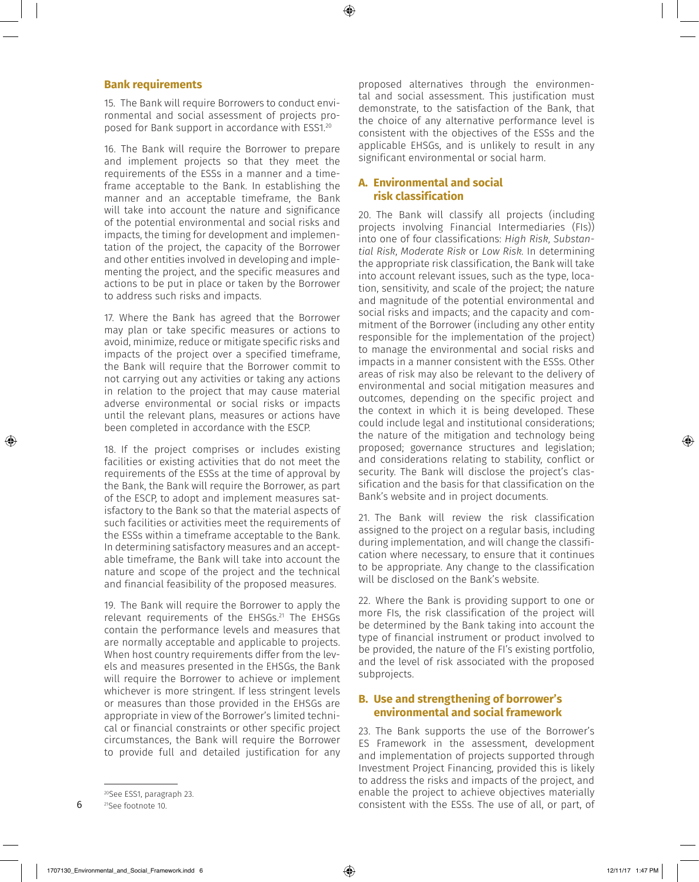## Bank requirements

15. The Bank will require Borrowers to conduct environmental and social assessment of projects proposed for Bank support in accordance with ESS1.[20]

16. The Bank will require the Borrower to prepare and implement projects so that they meet the requirements of the ESSs in a manner and a timeframe acceptable to the Bank. In establishing the manner and an acceptable timeframe, the Bank will take into account the nature and significance of the potential environmental and social risks and impacts, the timing for development and implementation of the project, the capacity of the Borrower and other entities involved in developing and implementing the project, and the specific measures and actions to be put in place or taken by the Borrower to address such risks and impacts.

17. Where the Bank has agreed that the Borrower may plan or take specific measures or actions to avoid, minimize, reduce or mitigate specific risks and impacts of the project over a specified timeframe, the Bank will require that the Borrower commit to not carrying out any activities or taking any actions in relation to the project that may cause material adverse environmental or social risks or impacts until the relevant plans, measures or actions have been completed in accordance with the ESCP.

18. If the project comprises or includes existing facilities or existing activities that do not meet the requirements of the ESSs at the time of approval by the Bank, the Bank will require the Borrower, as part of the ESCP, to adopt and implement measures satisfactory to the Bank so that the material aspects of such facilities or activities meet the requirements of the ESSs within a timeframe acceptable to the Bank. In determining satisfactory measures and an acceptable timeframe, the Bank will take into account the nature and scope of the project and the technical and financial feasibility of the proposed measures.

19. The Bank will require the Borrower to apply the relevant requirements of the EHSGs.[21] The EHSGs contain the performance levels and measures that are normally acceptable and applicable to projects. When host country requirements differ from the levels and measures presented in the EHSGs, the Bank will require the Borrower to achieve or implement whichever is more stringent. If less stringent levels or measures than those provided in the EHSGs are appropriate in view of the Borrower's limited technical or financial constraints or other specific project circumstances, the Bank will require the Borrower to provide full and detailed justification for any proposed alternatives through the environmental and social assessment. This justification must demonstrate, to the satisfaction of the Bank, that the choice of any alternative performance level is consistent with the objectives of the ESSs and the applicable EHSGs, and is unlikely to result in any significant environmental or social harm.

## A. Environmental and social risk classification

20. The Bank will classify all projects (including projects involving Financial Intermediaries (FIs)) into one of four classifications: *High Risk*, *Substantial Risk*, *Moderate Risk* or *Low Risk*. In determining the appropriate risk classification, the Bank will take into account relevant issues, such as the type, location, sensitivity, and scale of the project; the nature and magnitude of the potential environmental and social risks and impacts; and the capacity and commitment of the Borrower (including any other entity responsible for the implementation of the project) to manage the environmental and social risks and impacts in a manner consistent with the ESSs. Other areas of risk may also be relevant to the delivery of environmental and social mitigation measures and outcomes, depending on the specific project and the context in which it is being developed. These could include legal and institutional considerations; the nature of the mitigation and technology being proposed; governance structures and legislation; and considerations relating to stability, conflict or security. The Bank will disclose the project's classification and the basis for that classification on the Bank's website and in project documents.

21. The Bank will review the risk classification assigned to the project on a regular basis, including during implementation, and will change the classification where necessary, to ensure that it continues to be appropriate. Any change to the classification will be disclosed on the Bank's website.

22. Where the Bank is providing support to one or more FIs, the risk classification of the project will be determined by the Bank taking into account the type of financial instrument or product involved to be provided, the nature of the FI's existing portfolio, and the level of risk associated with the proposed subprojects.

## B. Use and strengthening of borrower's environmental and social framework

23. The Bank supports the use of the Borrower's ES Framework in the assessment, development and implementation of projects supported through Investment Project Financing, provided this is likely to address the risks and impacts of the project, and enable the project to achieve objectives materially consistent with the ESSs. The use of all, or part, of

---

[20] See ESS1, paragraph 23.

[21] See footnote 10.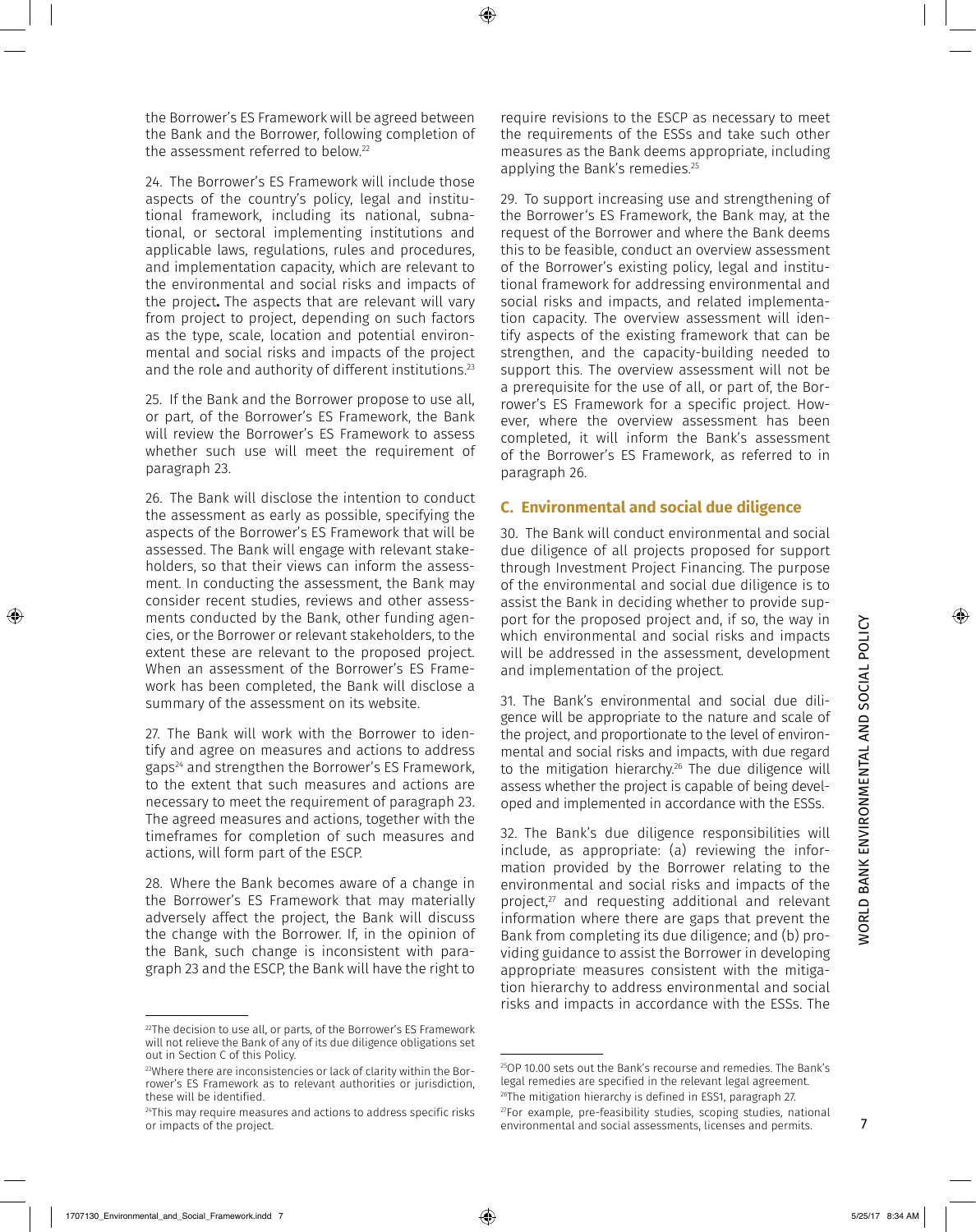the Borrower's ES Framework will be agreed between the Bank and the Borrower, following completion of the assessment referred to below.[22]

24. The Borrower's ES Framework will include those aspects of the country's policy, legal and institutional framework, including its national, subnational, or sectoral implementing institutions and applicable laws, regulations, rules and procedures, and implementation capacity, which are relevant to the environmental and social risks and impacts of the project**.** The aspects that are relevant will vary from project to project, depending on such factors as the type, scale, location and potential environmental and social risks and impacts of the project and the role and authority of different institutions.[23]

25. If the Bank and the Borrower propose to use all, or part, of the Borrower's ES Framework, the Bank will review the Borrower's ES Framework to assess whether such use will meet the requirement of paragraph 23.

26. The Bank will disclose the intention to conduct the assessment as early as possible, specifying the aspects of the Borrower's ES Framework that will be assessed. The Bank will engage with relevant stakeholders, so that their views can inform the assessment. In conducting the assessment, the Bank may consider recent studies, reviews and other assessments conducted by the Bank, other funding agencies, or the Borrower or relevant stakeholders, to the extent these are relevant to the proposed project. When an assessment of the Borrower's ES Framework has been completed, the Bank will disclose a summary of the assessment on its website.

27. The Bank will work with the Borrower to identify and agree on measures and actions to address gaps[24] and strengthen the Borrower's ES Framework, to the extent that such measures and actions are necessary to meet the requirement of paragraph 23. The agreed measures and actions, together with the timeframes for completion of such measures and actions, will form part of the ESCP.

28. Where the Bank becomes aware of a change in the Borrower's ES Framework that may materially adversely affect the project, the Bank will discuss the change with the Borrower. If, in the opinion of the Bank, such change is inconsistent with paragraph 23 and the ESCP, the Bank will have the right to require revisions to the ESCP as necessary to meet the requirements of the ESSs and take such other measures as the Bank deems appropriate, including applying the Bank's remedies.[25]

29. To support increasing use and strengthening of the Borrower's ES Framework, the Bank may, at the request of the Borrower and where the Bank deems this to be feasible, conduct an overview assessment of the Borrower's existing policy, legal and institutional framework for addressing environmental and social risks and impacts, and related implementation capacity. The overview assessment will identify aspects of the existing framework that can be strengthen, and the capacity-building needed to support this. The overview assessment will not be a prerequisite for the use of all, or part of, the Borrower's ES Framework for a specific project. However, where the overview assessment has been completed, it will inform the Bank's assessment of the Borrower's ES Framework, as referred to in paragraph 26.

## C. Environmental and social due diligence

30. The Bank will conduct environmental and social due diligence of all projects proposed for support through Investment Project Financing. The purpose of the environmental and social due diligence is to assist the Bank in deciding whether to provide support for the proposed project and, if so, the way in which environmental and social risks and impacts will be addressed in the assessment, development and implementation of the project.

31. The Bank's environmental and social due diligence will be appropriate to the nature and scale of the project, and proportionate to the level of environmental and social risks and impacts, with due regard to the mitigation hierarchy.[26] The due diligence will assess whether the project is capable of being developed and implemented in accordance with the ESSs.

32. The Bank's due diligence responsibilities will include, as appropriate: (a) reviewing the information provided by the Borrower relating to the environmental and social risks and impacts of the project,[27] and requesting additional and relevant information where there are gaps that prevent the Bank from completing its due diligence; and (b) providing guidance to assist the Borrower in developing appropriate measures consistent with the mitigation hierarchy to address environmental and social risks and impacts in accordance with the ESSs. The

---

[22] The decision to use all, or parts, of the Borrower's ES Framework will not relieve the Bank of any of its due diligence obligations set out in Section C of this Policy.

[23] Where there are inconsistencies or lack of clarity within the Borrower's ES Framework as to relevant authorities or jurisdiction, these will be identified.

[24] This may require measures and actions to address specific risks or impacts of the project.

[25] OP 10.00 sets out the Bank's recourse and remedies. The Bank's legal remedies are specified in the relevant legal agreement.

[26] The mitigation hierarchy is defined in ESS1, paragraph 27.

[27] For example, pre-feasibility studies, scoping studies, national environmental and social assessments, licenses and permits.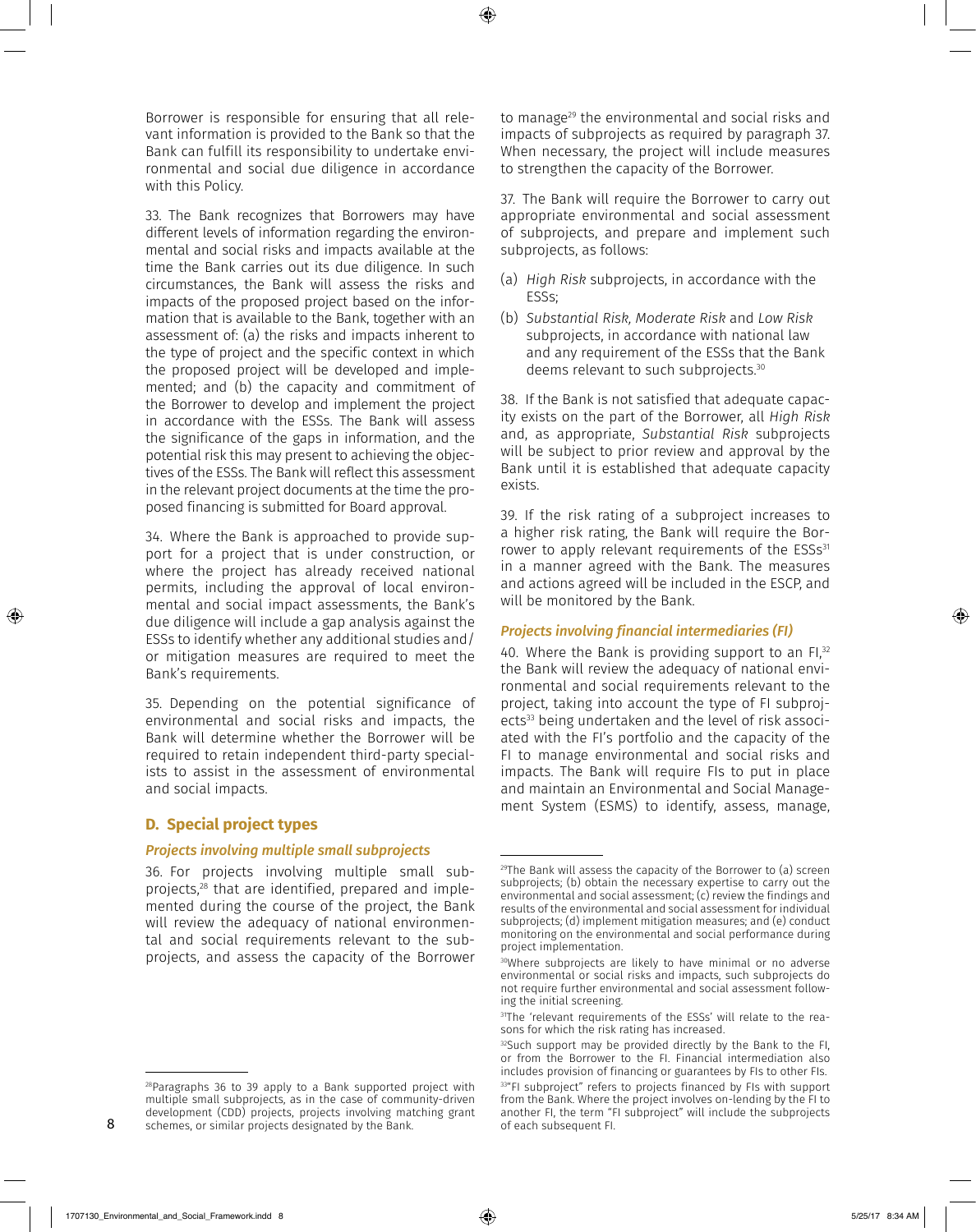Borrower is responsible for ensuring that all relevant information is provided to the Bank so that the Bank can fulfill its responsibility to undertake environmental and social due diligence in accordance with this Policy.

33. The Bank recognizes that Borrowers may have different levels of information regarding the environmental and social risks and impacts available at the time the Bank carries out its due diligence. In such circumstances, the Bank will assess the risks and impacts of the proposed project based on the information that is available to the Bank, together with an assessment of: (a) the risks and impacts inherent to the type of project and the specific context in which the proposed project will be developed and implemented; and (b) the capacity and commitment of the Borrower to develop and implement the project in accordance with the ESSs. The Bank will assess the significance of the gaps in information, and the potential risk this may present to achieving the objectives of the ESSs. The Bank will reflect this assessment in the relevant project documents at the time the proposed financing is submitted for Board approval.

34. Where the Bank is approached to provide support for a project that is under construction, or where the project has already received national permits, including the approval of local environmental and social impact assessments, the Bank's due diligence will include a gap analysis against the ESSs to identify whether any additional studies and/or mitigation measures are required to meet the Bank's requirements.

35. Depending on the potential significance of environmental and social risks and impacts, the Bank will determine whether the Borrower will be required to retain independent third-party specialists to assist in the assessment of environmental and social impacts.

## D. Special project types

### *Projects involving multiple small subprojects*

36. For projects involving multiple small subprojects,[28] that are identified, prepared and implemented during the course of the project, the Bank will review the adequacy of national environmental and social requirements relevant to the subprojects, and assess the capacity of the Borrower to manage[29] the environmental and social risks and impacts of subprojects as required by paragraph 37. When necessary, the project will include measures to strengthen the capacity of the Borrower.

37. The Bank will require the Borrower to carry out appropriate environmental and social assessment of subprojects, and prepare and implement such subprojects, as follows:

(a) *High Risk* subprojects, in accordance with the ESSs;

(b) *Substantial Risk, Moderate Risk* and *Low Risk* subprojects, in accordance with national law and any requirement of the ESSs that the Bank deems relevant to such subprojects.[30]

38. If the Bank is not satisfied that adequate capacity exists on the part of the Borrower, all *High Risk* and, as appropriate, *Substantial Risk* subprojects will be subject to prior review and approval by the Bank until it is established that adequate capacity exists.

39. If the risk rating of a subproject increases to a higher risk rating, the Bank will require the Borrower to apply relevant requirements of the ESSs[31] in a manner agreed with the Bank. The measures and actions agreed will be included in the ESCP, and will be monitored by the Bank.

### *Projects involving financial intermediaries (FI)*

40. Where the Bank is providing support to an FI,[32] the Bank will review the adequacy of national environmental and social requirements relevant to the project, taking into account the type of FI subprojects[33] being undertaken and the level of risk associated with the FI's portfolio and the capacity of the FI to manage environmental and social risks and impacts. The Bank will require FIs to put in place and maintain an Environmental and Social Management System (ESMS) to identify, assess, manage,

---

[28] Paragraphs 36 to 39 apply to a Bank supported project with multiple small subprojects, as in the case of community-driven development (CDD) projects, projects involving matching grant schemes, or similar projects designated by the Bank.

[29] The Bank will assess the capacity of the Borrower to (a) screen subprojects; (b) obtain the necessary expertise to carry out the environmental and social assessment; (c) review the findings and results of the environmental and social assessment for individual subprojects; (d) implement mitigation measures; and (e) conduct monitoring on the environmental and social performance during project implementation.

[30] Where subprojects are likely to have minimal or no adverse environmental or social risks and impacts, such subprojects do not require further environmental and social assessment following the initial screening.

[31] The 'relevant requirements of the ESSs' will relate to the reasons for which the risk rating has increased.

[32] Such support may be provided directly by the Bank to the FI, or from the Borrower to the FI. Financial intermediation also includes provision of financing or guarantees by FIs to other FIs.

[33] "FI subproject" refers to projects financed by FIs with support from the Bank. Where the project involves on-lending by the FI to another FI, the term "FI subproject" will include the subprojects of each subsequent FI.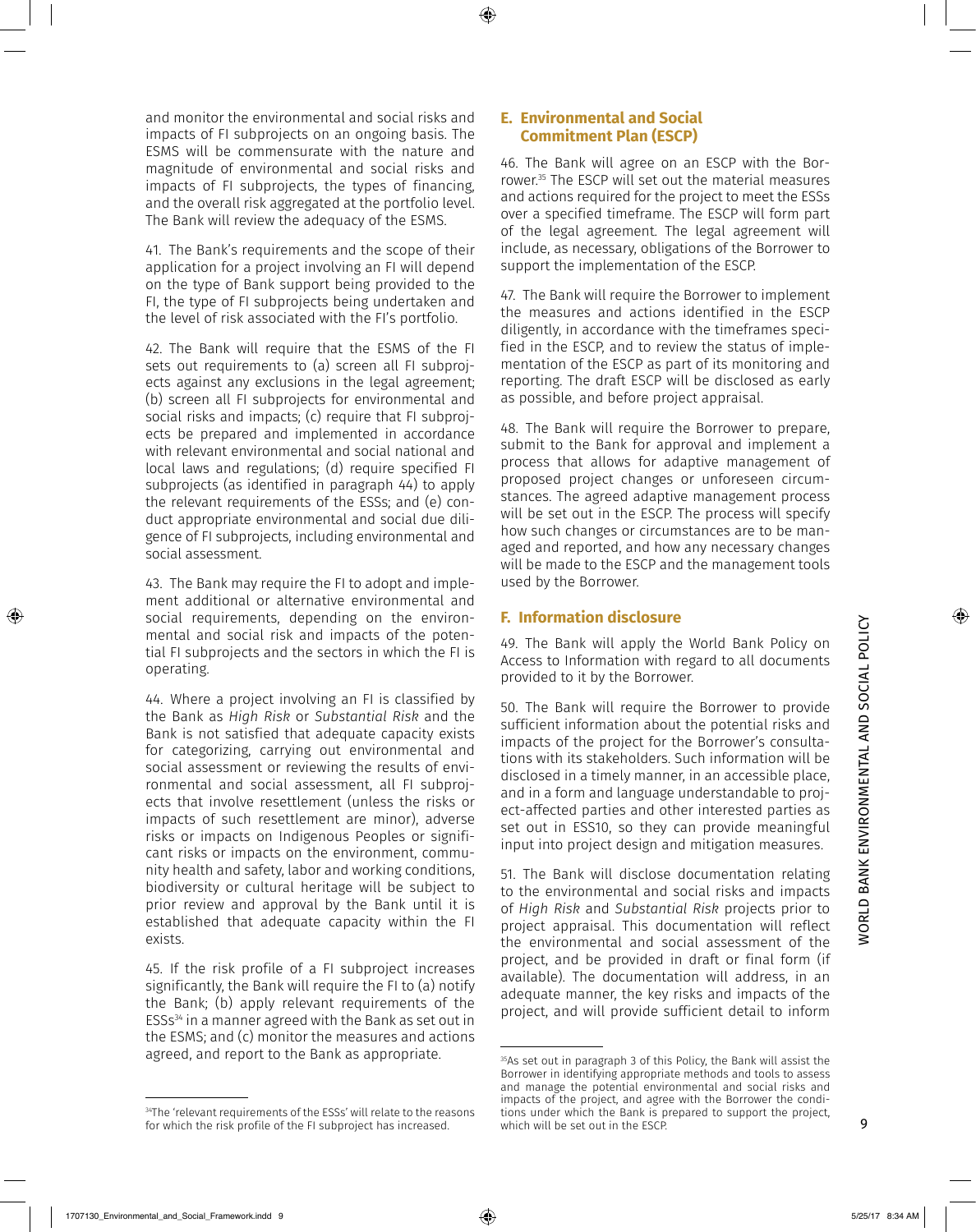and monitor the environmental and social risks and impacts of FI subprojects on an ongoing basis. The ESMS will be commensurate with the nature and magnitude of environmental and social risks and impacts of FI subprojects, the types of financing, and the overall risk aggregated at the portfolio level. The Bank will review the adequacy of the ESMS.

41. The Bank's requirements and the scope of their application for a project involving an FI will depend on the type of Bank support being provided to the FI, the type of FI subprojects being undertaken and the level of risk associated with the FI's portfolio.

42. The Bank will require that the ESMS of the FI sets out requirements to (a) screen all FI subprojects against any exclusions in the legal agreement; (b) screen all FI subprojects for environmental and social risks and impacts; (c) require that FI subprojects be prepared and implemented in accordance with relevant environmental and social national and local laws and regulations; (d) require specified FI subprojects (as identified in paragraph 44) to apply the relevant requirements of the ESSs; and (e) conduct appropriate environmental and social due diligence of FI subprojects, including environmental and social assessment.

43. The Bank may require the FI to adopt and implement additional or alternative environmental and social requirements, depending on the environmental and social risk and impacts of the potential FI subprojects and the sectors in which the FI is operating.

44. Where a project involving an FI is classified by the Bank as *High Risk* or *Substantial Risk* and the Bank is not satisfied that adequate capacity exists for categorizing, carrying out environmental and social assessment or reviewing the results of environmental and social assessment, all FI subprojects that involve resettlement (unless the risks or impacts of such resettlement are minor), adverse risks or impacts on Indigenous Peoples or significant risks or impacts on the environment, community health and safety, labor and working conditions, biodiversity or cultural heritage will be subject to prior review and approval by the Bank until it is established that adequate capacity within the FI exists.

45. If the risk profile of a FI subproject increases significantly, the Bank will require the FI to (a) notify the Bank; (b) apply relevant requirements of the ESSs[34] in a manner agreed with the Bank as set out in the ESMS; and (c) monitor the measures and actions agreed, and report to the Bank as appropriate.

[34]The 'relevant requirements of the ESSs' will relate to the reasons for which the risk profile of the FI subproject has increased.

## E. Environmental and Social Commitment Plan (ESCP)

46. The Bank will agree on an ESCP with the Borrower.[35] The ESCP will set out the material measures and actions required for the project to meet the ESSs over a specified timeframe. The ESCP will form part of the legal agreement. The legal agreement will include, as necessary, obligations of the Borrower to support the implementation of the ESCP.

47. The Bank will require the Borrower to implement the measures and actions identified in the ESCP diligently, in accordance with the timeframes specified in the ESCP, and to review the status of implementation of the ESCP as part of its monitoring and reporting. The draft ESCP will be disclosed as early as possible, and before project appraisal.

48. The Bank will require the Borrower to prepare, submit to the Bank for approval and implement a process that allows for adaptive management of proposed project changes or unforeseen circumstances. The agreed adaptive management process will be set out in the ESCP. The process will specify how such changes or circumstances are to be managed and reported, and how any necessary changes will be made to the ESCP and the management tools used by the Borrower.

## F. Information disclosure

49. The Bank will apply the World Bank Policy on Access to Information with regard to all documents provided to it by the Borrower.

50. The Bank will require the Borrower to provide sufficient information about the potential risks and impacts of the project for the Borrower's consultations with its stakeholders. Such information will be disclosed in a timely manner, in an accessible place, and in a form and language understandable to project-affected parties and other interested parties as set out in ESS10, so they can provide meaningful input into project design and mitigation measures.

51. The Bank will disclose documentation relating to the environmental and social risks and impacts of *High Risk* and *Substantial Risk* projects prior to project appraisal. This documentation will reflect the environmental and social assessment of the project, and be provided in draft or final form (if available). The documentation will address, in an adequate manner, the key risks and impacts of the project, and will provide sufficient detail to inform

[35]As set out in paragraph 3 of this Policy, the Bank will assist the Borrower in identifying appropriate methods and tools to assess and manage the potential environmental and social risks and impacts of the project, and agree with the Borrower the conditions under which the Bank is prepared to support the project, which will be set out in the ESCP.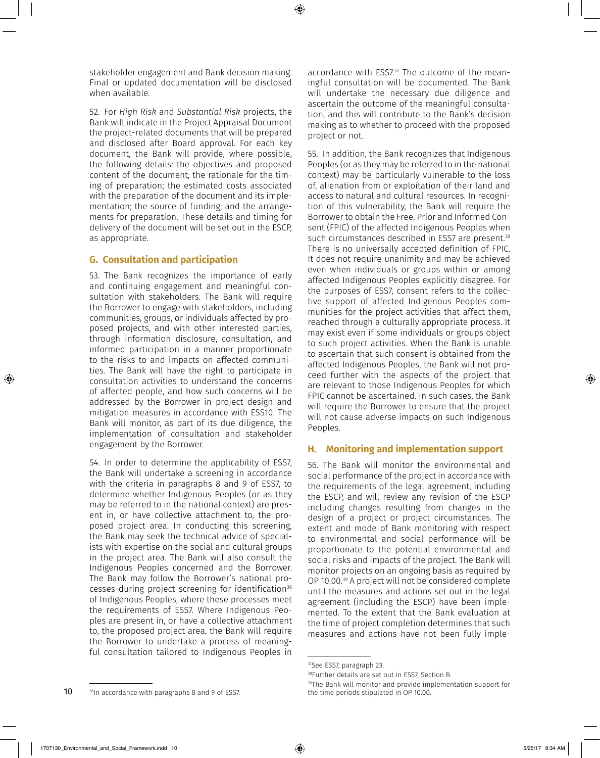stakeholder engagement and Bank decision making. Final or updated documentation will be disclosed when available.

52. For *High Risk* and *Substantial Risk* projects, the Bank will indicate in the Project Appraisal Document the project-related documents that will be prepared and disclosed after Board approval. For each key document, the Bank will provide, where possible, the following details: the objectives and proposed content of the document; the rationale for the timing of preparation; the estimated costs associated with the preparation of the document and its implementation; the source of funding; and the arrangements for preparation. These details and timing for delivery of the document will be set out in the ESCP, as appropriate.

## G. Consultation and participation

53. The Bank recognizes the importance of early and continuing engagement and meaningful consultation with stakeholders. The Bank will require the Borrower to engage with stakeholders, including communities, groups, or individuals affected by proposed projects, and with other interested parties, through information disclosure, consultation, and informed participation in a manner proportionate to the risks to and impacts on affected communities. The Bank will have the right to participate in consultation activities to understand the concerns of affected people, and how such concerns will be addressed by the Borrower in project design and mitigation measures in accordance with ESS10. The Bank will monitor, as part of its due diligence, the implementation of consultation and stakeholder engagement by the Borrower.

54. In order to determine the applicability of ESS7, the Bank will undertake a screening in accordance with the criteria in paragraphs 8 and 9 of ESS7, to determine whether Indigenous Peoples (or as they may be referred to in the national context) are present in, or have collective attachment to, the proposed project area. In conducting this screening, the Bank may seek the technical advice of specialists with expertise on the social and cultural groups in the project area. The Bank will also consult the Indigenous Peoples concerned and the Borrower. The Bank may follow the Borrower's national processes during project screening for identification[36] of Indigenous Peoples, where these processes meet the requirements of ESS7. Where Indigenous Peoples are present in, or have a collective attachment to, the proposed project area, the Bank will require the Borrower to undertake a process of meaningful consultation tailored to Indigenous Peoples in accordance with ESS7.[37] The outcome of the meaningful consultation will be documented. The Bank will undertake the necessary due diligence and ascertain the outcome of the meaningful consultation, and this will contribute to the Bank's decision making as to whether to proceed with the proposed project or not.

55. In addition, the Bank recognizes that Indigenous Peoples (or as they may be referred to in the national context) may be particularly vulnerable to the loss of, alienation from or exploitation of their land and access to natural and cultural resources. In recognition of this vulnerability, the Bank will require the Borrower to obtain the Free, Prior and Informed Consent (FPIC) of the affected Indigenous Peoples when such circumstances described in ESS7 are present.[38] There is no universally accepted definition of FPIC. It does not require unanimity and may be achieved even when individuals or groups within or among affected Indigenous Peoples explicitly disagree. For the purposes of ESS7, consent refers to the collective support of affected Indigenous Peoples communities for the project activities that affect them, reached through a culturally appropriate process. It may exist even if some individuals or groups object to such project activities. When the Bank is unable to ascertain that such consent is obtained from the affected Indigenous Peoples, the Bank will not proceed further with the aspects of the project that are relevant to those Indigenous Peoples for which FPIC cannot be ascertained. In such cases, the Bank will require the Borrower to ensure that the project will not cause adverse impacts on such Indigenous Peoples.

## H. Monitoring and implementation support

56. The Bank will monitor the environmental and social performance of the project in accordance with the requirements of the legal agreement, including the ESCP, and will review any revision of the ESCP including changes resulting from changes in the design of a project or project circumstances. The extent and mode of Bank monitoring with respect to environmental and social performance will be proportionate to the potential environmental and social risks and impacts of the project. The Bank will monitor projects on an ongoing basis as required by OP 10.00.[39] A project will not be considered complete until the measures and actions set out in the legal agreement (including the ESCP) have been implemented. To the extent that the Bank evaluation at the time of project completion determines that such measures and actions have not been fully imple-

---

[36] In accordance with paragraphs 8 and 9 of ESS7.

[37] See ESS7, paragraph 23.

[38] Further details are set out in ESS7, Section B.

[39] The Bank will monitor and provide implementation support for the time periods stipulated in OP 10.00.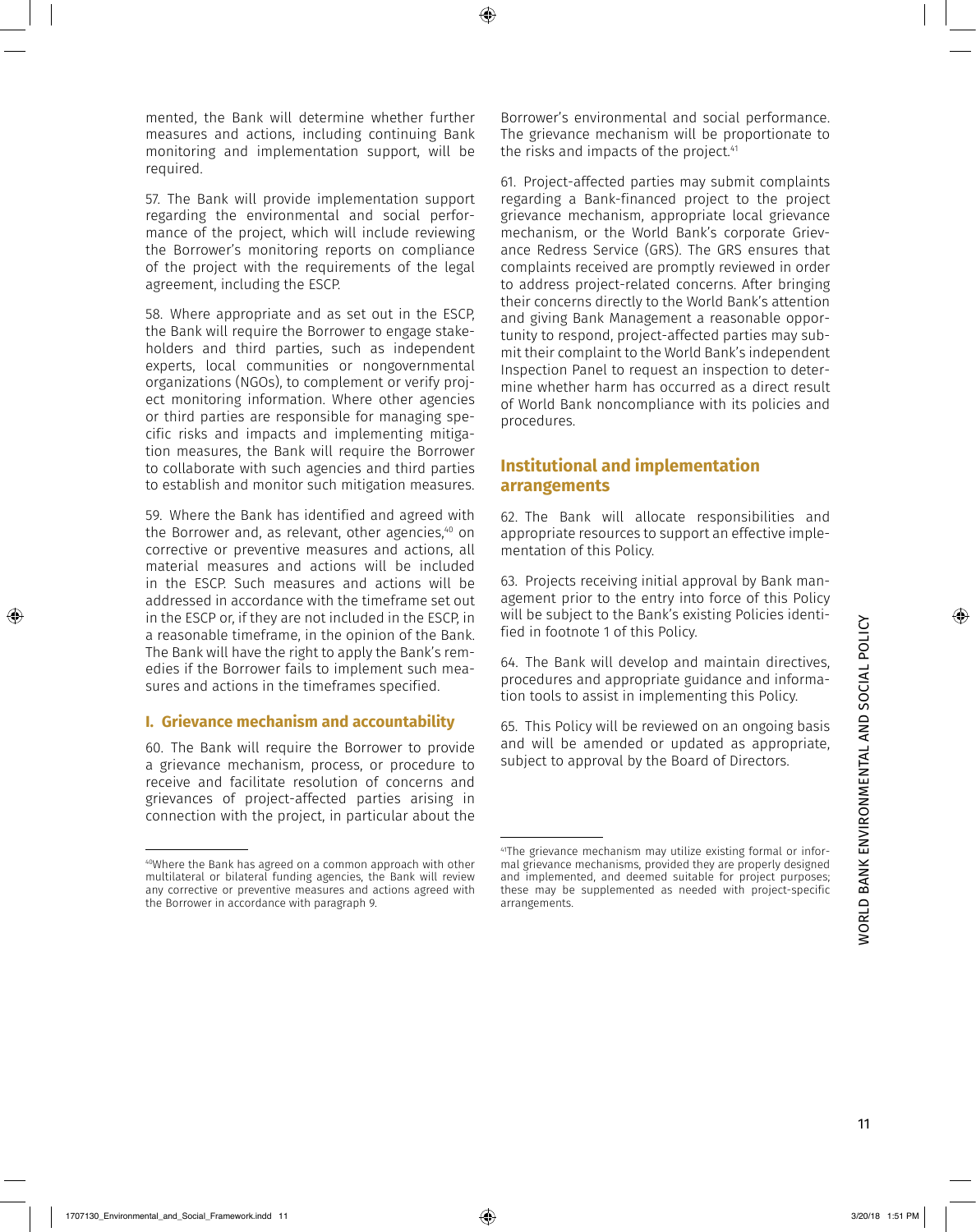mented, the Bank will determine whether further measures and actions, including continuing Bank monitoring and implementation support, will be required.

57. The Bank will provide implementation support regarding the environmental and social performance of the project, which will include reviewing the Borrower's monitoring reports on compliance of the project with the requirements of the legal agreement, including the ESCP.

58. Where appropriate and as set out in the ESCP, the Bank will require the Borrower to engage stakeholders and third parties, such as independent experts, local communities or nongovernmental organizations (NGOs), to complement or verify project monitoring information. Where other agencies or third parties are responsible for managing specific risks and impacts and implementing mitigation measures, the Bank will require the Borrower to collaborate with such agencies and third parties to establish and monitor such mitigation measures.

59. Where the Bank has identified and agreed with the Borrower and, as relevant, other agencies,[40] on corrective or preventive measures and actions, all material measures and actions will be included in the ESCP. Such measures and actions will be addressed in accordance with the timeframe set out in the ESCP or, if they are not included in the ESCP, in a reasonable timeframe, in the opinion of the Bank. The Bank will have the right to apply the Bank's remedies if the Borrower fails to implement such measures and actions in the timeframes specified.

### I. Grievance mechanism and accountability

60. The Bank will require the Borrower to provide a grievance mechanism, process, or procedure to receive and facilitate resolution of concerns and grievances of project-affected parties arising in connection with the project, in particular about the Borrower's environmental and social performance. The grievance mechanism will be proportionate to the risks and impacts of the project.[41]

61. Project-affected parties may submit complaints regarding a Bank-financed project to the project grievance mechanism, appropriate local grievance mechanism, or the World Bank's corporate Grievance Redress Service (GRS). The GRS ensures that complaints received are promptly reviewed in order to address project-related concerns. After bringing their concerns directly to the World Bank's attention and giving Bank Management a reasonable opportunity to respond, project-affected parties may submit their complaint to the World Bank's independent Inspection Panel to request an inspection to determine whether harm has occurred as a direct result of World Bank noncompliance with its policies and procedures.

## Institutional and implementation arrangements

62. The Bank will allocate responsibilities and appropriate resources to support an effective implementation of this Policy.

63. Projects receiving initial approval by Bank management prior to the entry into force of this Policy will be subject to the Bank's existing Policies identified in footnote 1 of this Policy.

64. The Bank will develop and maintain directives, procedures and appropriate guidance and information tools to assist in implementing this Policy.

65. This Policy will be reviewed on an ongoing basis and will be amended or updated as appropriate, subject to approval by the Board of Directors.

---

[40] Where the Bank has agreed on a common approach with other multilateral or bilateral funding agencies, the Bank will review any corrective or preventive measures and actions agreed with the Borrower in accordance with paragraph 9.

[41] The grievance mechanism may utilize existing formal or informal grievance mechanisms, provided they are properly designed and implemented, and deemed suitable for project purposes; these may be supplemented as needed with project-specific arrangements.